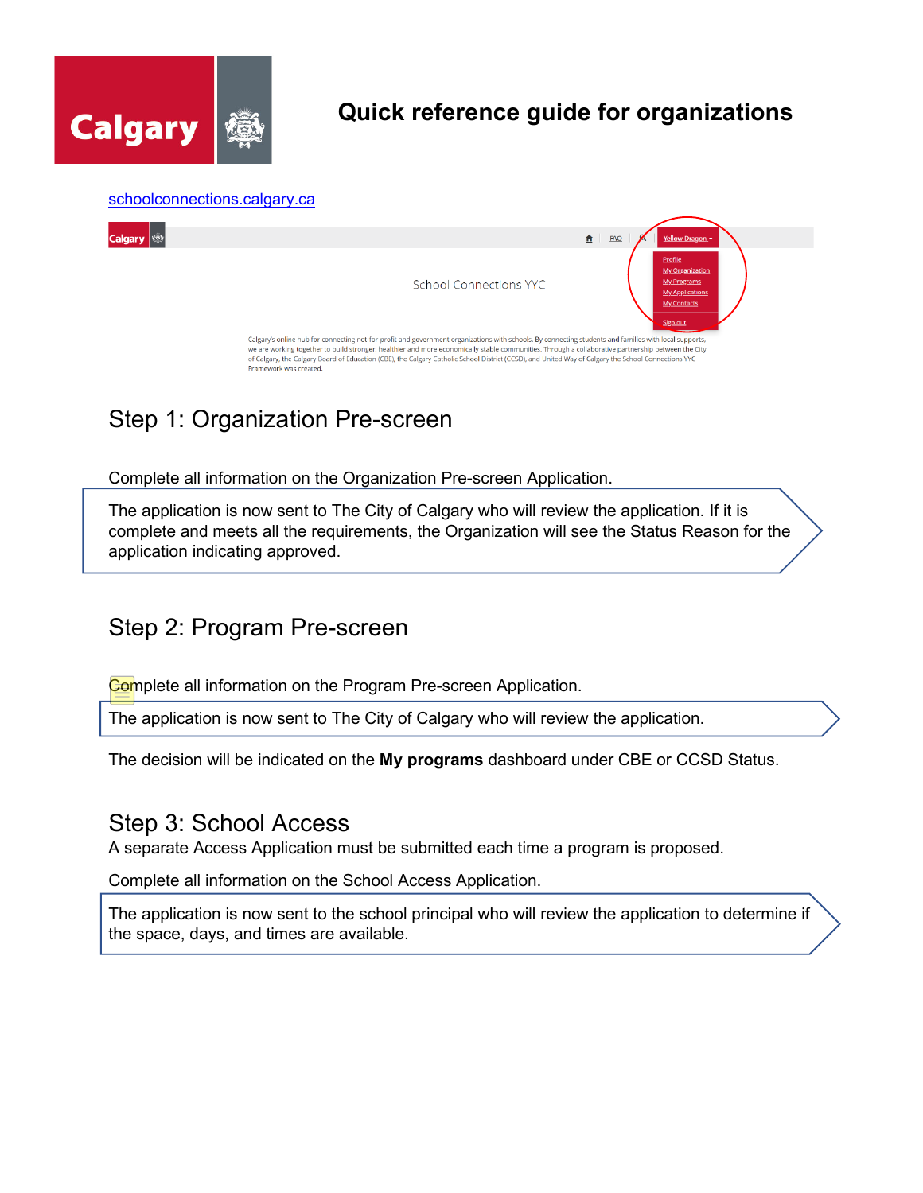# Quick reference guide for organizations

schoolconnections.calgary.ca

## Step 1: Organization Pre-screen

Complete all information on the Organization Pre-screen Application.

The application is now sent to The City of Calgary who will review the application. If it is complete and meets all the requirements, the Organization will see the Status Reason for the application indicating approved.

## Step 2: Program Pre-screen

Complete all information on the Program Pre-screen Application.

The application is now sent to The City of Calgary who will review the application.

The decision will be indicated on the **My programs** dashboard under CBE or CCSD Status.

## Step 3: School Access

A separate Access Application must be submitted each time a program is proposed.

Complete all information on the School Access Application.

The application is now sent to the school principal who will review the application to determine if the space, days, and times are available.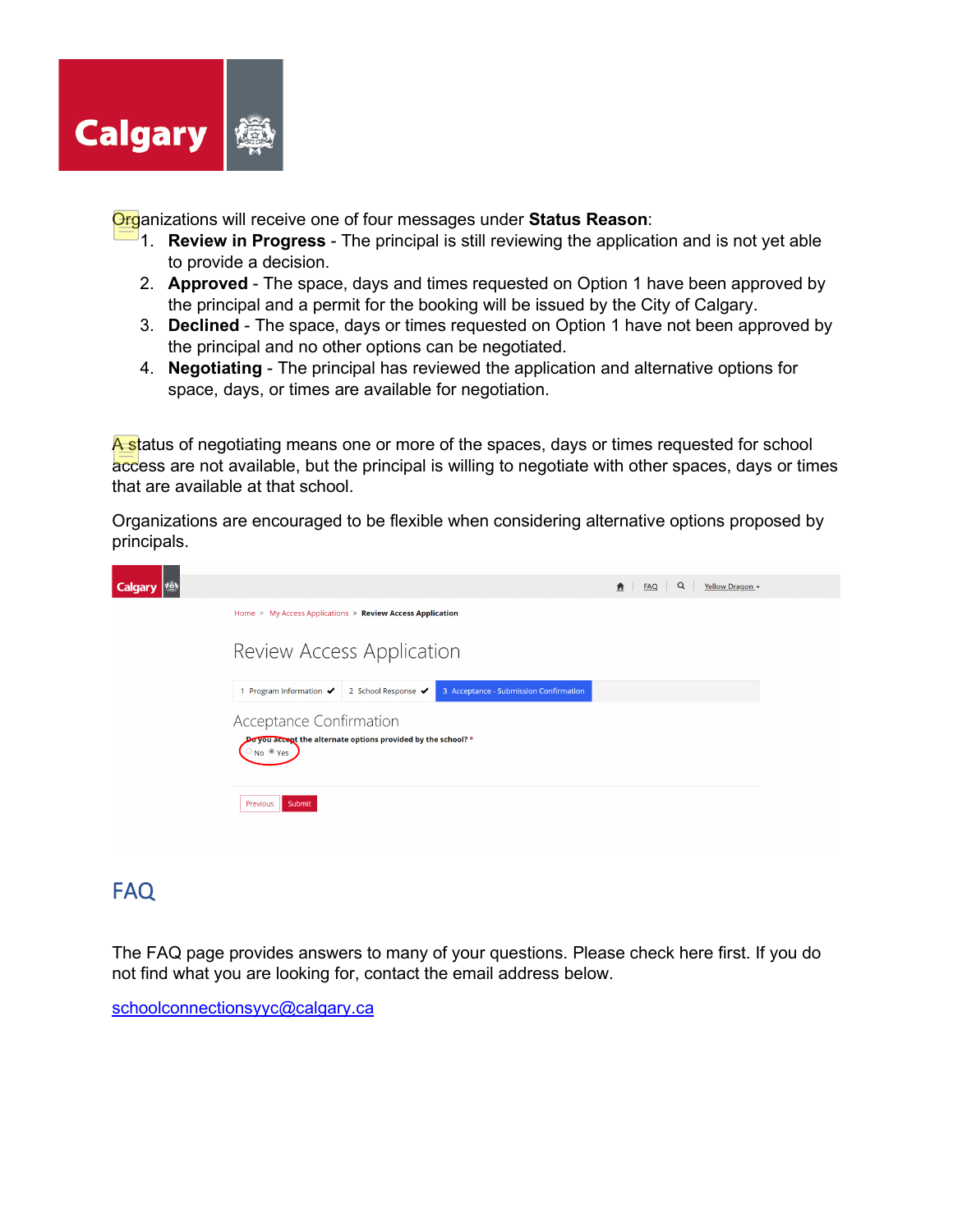Organizations will receive one of four messages under **Status Reason**:

1. **Review in Progress** - The principal is still reviewing the application and is not yet able to provide a decision.
2. **Approved** - The space, days and times requested on Option 1 have been approved by the principal and a permit for the booking will be issued by the City of Calgary.
3. **Declined** - The space, days or times requested on Option 1 have not been approved by the principal and no other options can be negotiated.
4. **Negotiating** - The principal has reviewed the application and alternative options for space, days, or times are available for negotiation.

A status of negotiating means one or more of the spaces, days or times requested for school access are not available, but the principal is willing to negotiate with other spaces, days or times that are available at that school.

Organizations are encouraged to be flexible when considering alternative options proposed by principals.

## FAQ

The FAQ page provides answers to many of your questions. Please check here first. If you do not find what you are looking for, contact the email address below.

schoolconnectionsyyc@calgary.ca